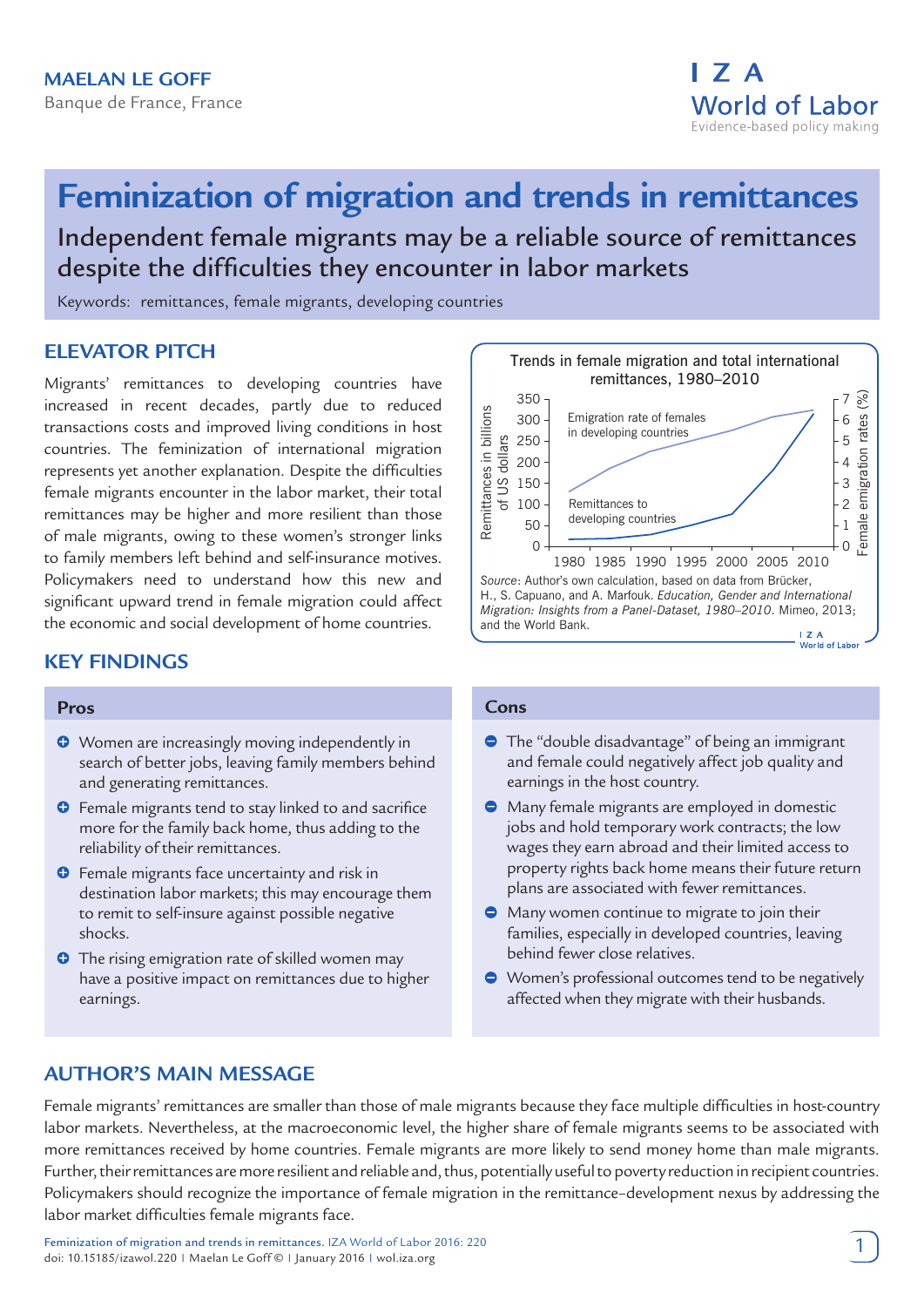**MAELAN LE GOFF**
Banque de France, France

I Z A World of Labor
Evidence-based policy making

# Feminization of migration and trends in remittances

## Independent female migrants may be a reliable source of remittances despite the difficulties they encounter in labor markets

Keywords: remittances, female migrants, developing countries

## ELEVATOR PITCH

Migrants' remittances to developing countries have increased in recent decades, partly due to reduced transactions costs and improved living conditions in host countries. The feminization of international migration represents yet another explanation. Despite the difficulties female migrants encounter in the labor market, their total remittances may be higher and more resilient than those of male migrants, owing to these women's stronger links to family members left behind and self-insurance motives. Policymakers need to understand how this new and significant upward trend in female migration could affect the economic and social development of home countries.

Trends in female migration and total international remittances, 1980–2010

*Source*: Author's own calculation, based on data from Brücker, H., S. Capuano, and A. Marfouk. *Education, Gender and International Migration: Insights from a Panel-Dataset, 1980–2010*. Mimeo, 2013; and the World Bank.

## KEY FINDINGS

### Pros

- Women are increasingly moving independently in search of better jobs, leaving family members behind and generating remittances.
- Female migrants tend to stay linked to and sacrifice more for the family back home, thus adding to the reliability of their remittances.
- Female migrants face uncertainty and risk in destination labor markets; this may encourage them to remit to self-insure against possible negative shocks.
- The rising emigration rate of skilled women may have a positive impact on remittances due to higher earnings.

### Cons

- The "double disadvantage" of being an immigrant and female could negatively affect job quality and earnings in the host country.
- Many female migrants are employed in domestic jobs and hold temporary work contracts; the low wages they earn abroad and their limited access to property rights back home means their future return plans are associated with fewer remittances.
- Many women continue to migrate to join their families, especially in developed countries, leaving behind fewer close relatives.
- Women's professional outcomes tend to be negatively affected when they migrate with their husbands.

## AUTHOR'S MAIN MESSAGE

Female migrants' remittances are smaller than those of male migrants because they face multiple difficulties in host-country labor markets. Nevertheless, at the macroeconomic level, the higher share of female migrants seems to be associated with more remittances received by home countries. Female migrants are more likely to send money home than male migrants. Further, their remittances are more resilient and reliable and, thus, potentially useful to poverty reduction in recipient countries. Policymakers should recognize the importance of female migration in the remittance–development nexus by addressing the labor market difficulties female migrants face.

Feminization of migration and trends in remittances. IZA World of Labor 2016: 220
doi: 10.15185/izawol.220 | Maelan Le Goff © | January 2016 | wol.iza.org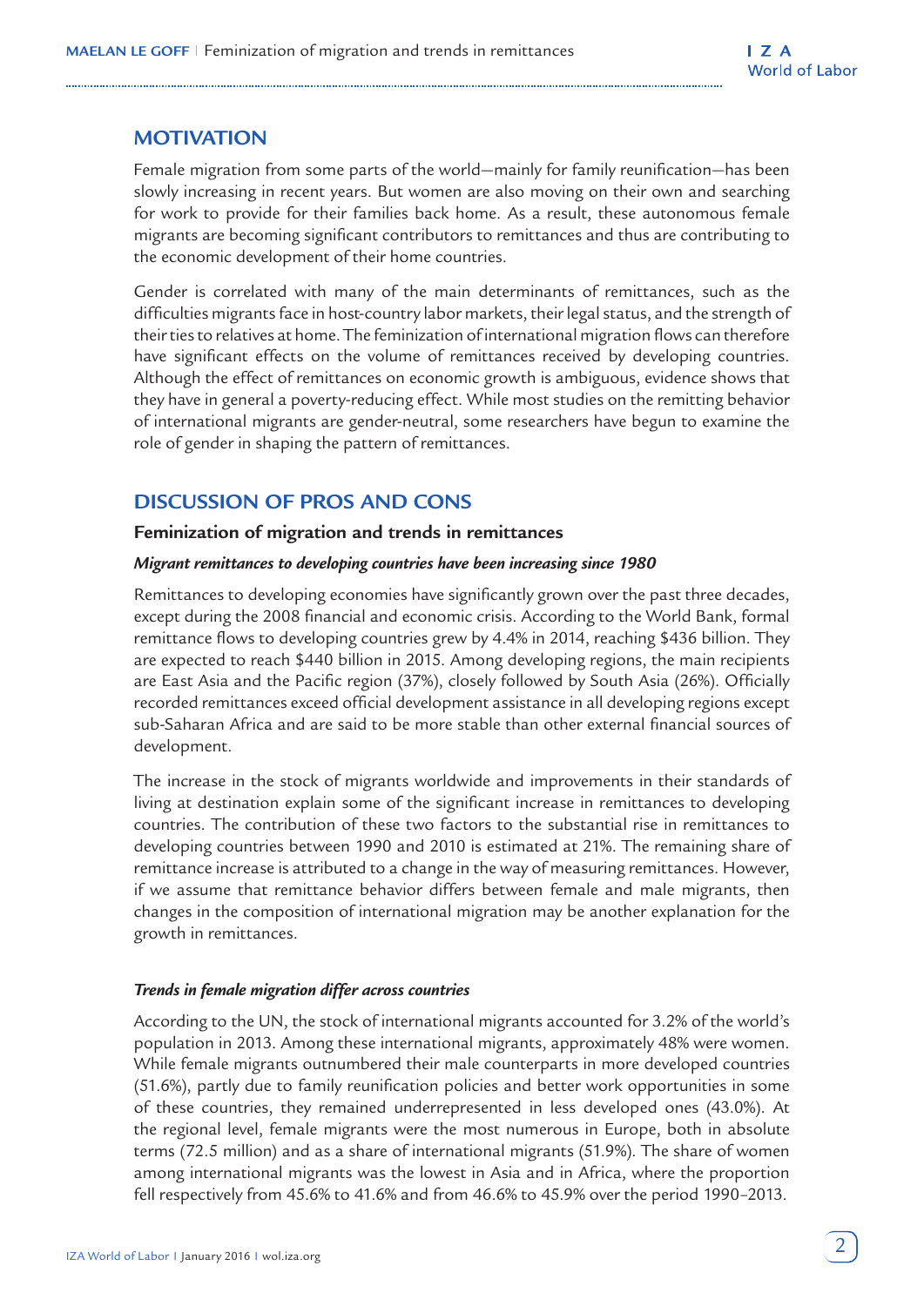## MOTIVATION

Female migration from some parts of the world—mainly for family reunification—has been slowly increasing in recent years. But women are also moving on their own and searching for work to provide for their families back home. As a result, these autonomous female migrants are becoming significant contributors to remittances and thus are contributing to the economic development of their home countries.

Gender is correlated with many of the main determinants of remittances, such as the difficulties migrants face in host-country labor markets, their legal status, and the strength of their ties to relatives at home. The feminization of international migration flows can therefore have significant effects on the volume of remittances received by developing countries. Although the effect of remittances on economic growth is ambiguous, evidence shows that they have in general a poverty-reducing effect. While most studies on the remitting behavior of international migrants are gender-neutral, some researchers have begun to examine the role of gender in shaping the pattern of remittances.

## DISCUSSION OF PROS AND CONS

### Feminization of migration and trends in remittances

#### *Migrant remittances to developing countries have been increasing since 1980*

Remittances to developing economies have significantly grown over the past three decades, except during the 2008 financial and economic crisis. According to the World Bank, formal remittance flows to developing countries grew by 4.4% in 2014, reaching \$436 billion. They are expected to reach \$440 billion in 2015. Among developing regions, the main recipients are East Asia and the Pacific region (37%), closely followed by South Asia (26%). Officially recorded remittances exceed official development assistance in all developing regions except sub-Saharan Africa and are said to be more stable than other external financial sources of development.

The increase in the stock of migrants worldwide and improvements in their standards of living at destination explain some of the significant increase in remittances to developing countries. The contribution of these two factors to the substantial rise in remittances to developing countries between 1990 and 2010 is estimated at 21%. The remaining share of remittance increase is attributed to a change in the way of measuring remittances. However, if we assume that remittance behavior differs between female and male migrants, then changes in the composition of international migration may be another explanation for the growth in remittances.

#### *Trends in female migration differ across countries*

According to the UN, the stock of international migrants accounted for 3.2% of the world's population in 2013. Among these international migrants, approximately 48% were women. While female migrants outnumbered their male counterparts in more developed countries (51.6%), partly due to family reunification policies and better work opportunities in some of these countries, they remained underrepresented in less developed ones (43.0%). At the regional level, female migrants were the most numerous in Europe, both in absolute terms (72.5 million) and as a share of international migrants (51.9%). The share of women among international migrants was the lowest in Asia and in Africa, where the proportion fell respectively from 45.6% to 41.6% and from 46.6% to 45.9% over the period 1990–2013.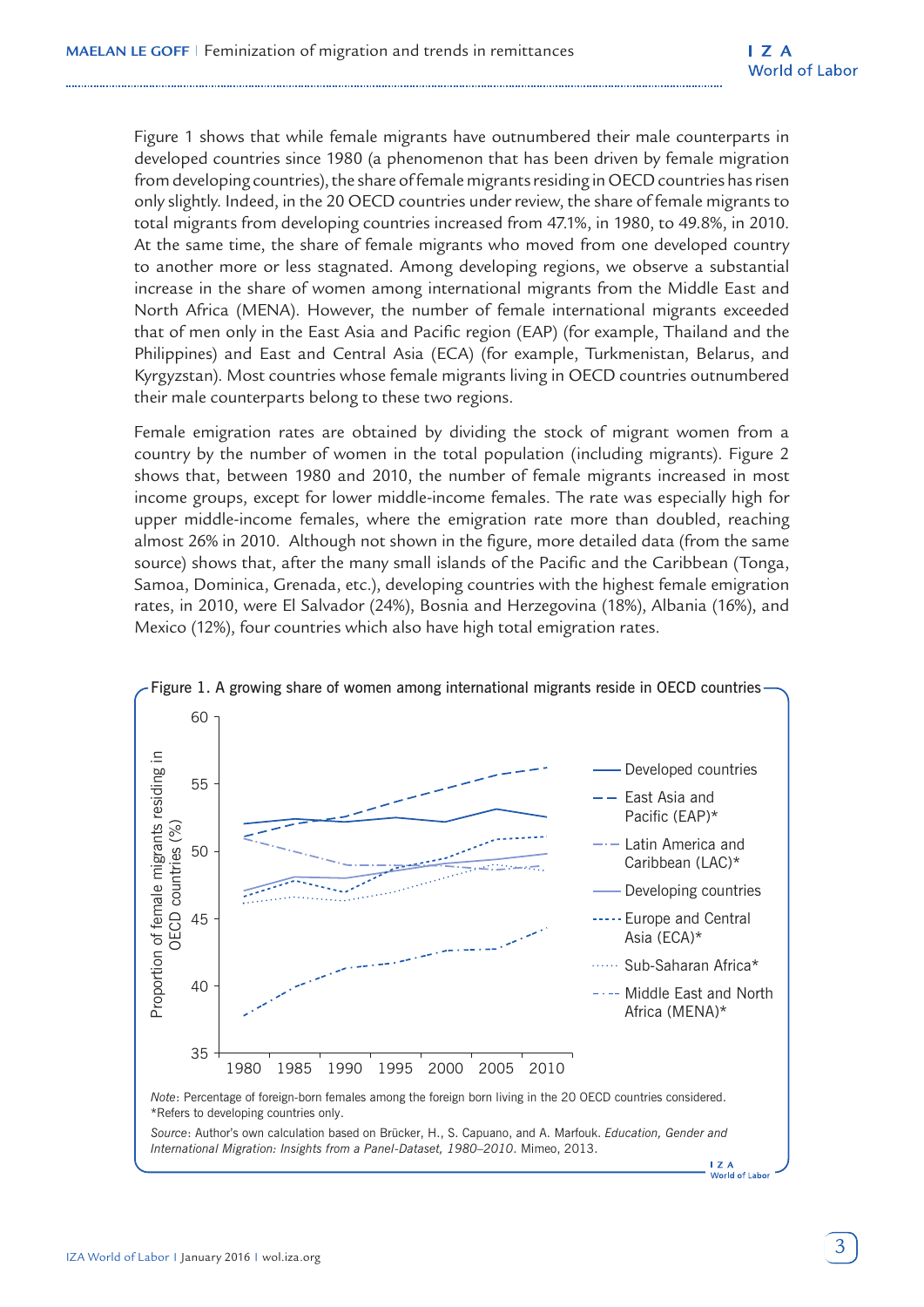Figure 1 shows that while female migrants have outnumbered their male counterparts in developed countries since 1980 (a phenomenon that has been driven by female migration from developing countries), the share of female migrants residing in OECD countries has risen only slightly. Indeed, in the 20 OECD countries under review, the share of female migrants to total migrants from developing countries increased from 47.1%, in 1980, to 49.8%, in 2010. At the same time, the share of female migrants who moved from one developed country to another more or less stagnated. Among developing regions, we observe a substantial increase in the share of women among international migrants from the Middle East and North Africa (MENA). However, the number of female international migrants exceeded that of men only in the East Asia and Pacific region (EAP) (for example, Thailand and the Philippines) and East and Central Asia (ECA) (for example, Turkmenistan, Belarus, and Kyrgyzstan). Most countries whose female migrants living in OECD countries outnumbered their male counterparts belong to these two regions.

Female emigration rates are obtained by dividing the stock of migrant women from a country by the number of women in the total population (including migrants). Figure 2 shows that, between 1980 and 2010, the number of female migrants increased in most income groups, except for lower middle-income females. The rate was especially high for upper middle-income females, where the emigration rate more than doubled, reaching almost 26% in 2010. Although not shown in the figure, more detailed data (from the same source) shows that, after the many small islands of the Pacific and the Caribbean (Tonga, Samoa, Dominica, Grenada, etc.), developing countries with the highest female emigration rates, in 2010, were El Salvador (24%), Bosnia and Herzegovina (18%), Albania (16%), and Mexico (12%), four countries which also have high total emigration rates.

Figure 1. A growing share of women among international migrants reside in OECD countries

*Note*: Percentage of foreign-born females among the foreign born living in the 20 OECD countries considered.
*Refers to developing countries only.

*Source*: Author's own calculation based on Brücker, H., S. Capuano, and A. Marfouk. *Education, Gender and International Migration: Insights from a Panel-Dataset, 1980–2010*. Mimeo, 2013.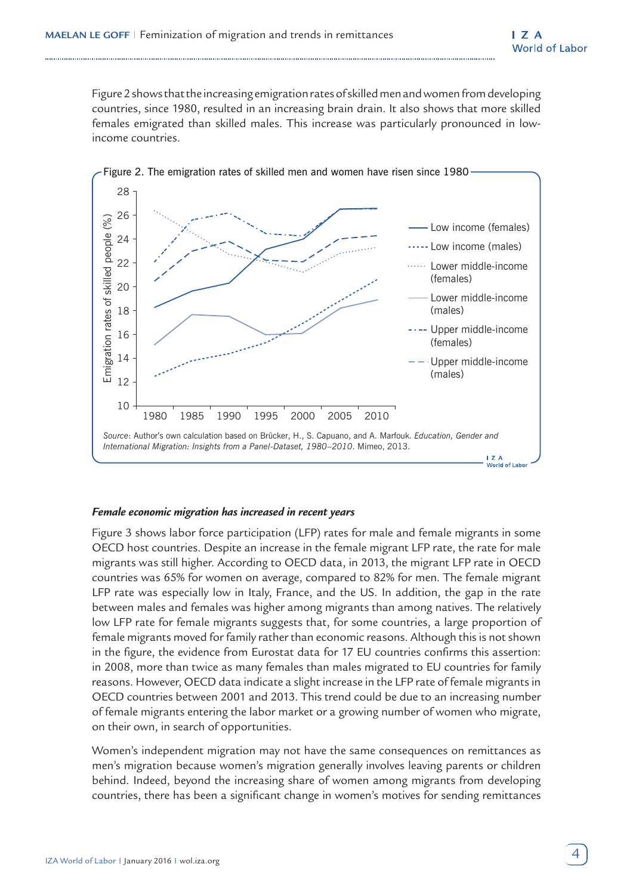Figure 2 shows that the increasing emigration rates of skilled men and women from developing countries, since 1980, resulted in an increasing brain drain. It also shows that more skilled females emigrated than skilled males. This increase was particularly pronounced in low-income countries.

Figure 2. The emigration rates of skilled men and women have risen since 1980

Source: Author's own calculation based on Brücker, H., S. Capuano, and A. Marfouk. *Education, Gender and International Migration: Insights from a Panel-Dataset, 1980–2010*. Mimeo, 2013.

***Female economic migration has increased in recent years***

Figure 3 shows labor force participation (LFP) rates for male and female migrants in some OECD host countries. Despite an increase in the female migrant LFP rate, the rate for male migrants was still higher. According to OECD data, in 2013, the migrant LFP rate in OECD countries was 65% for women on average, compared to 82% for men. The female migrant LFP rate was especially low in Italy, France, and the US. In addition, the gap in the rate between males and females was higher among migrants than among natives. The relatively low LFP rate for female migrants suggests that, for some countries, a large proportion of female migrants moved for family rather than economic reasons. Although this is not shown in the figure, the evidence from Eurostat data for 17 EU countries confirms this assertion: in 2008, more than twice as many females than males migrated to EU countries for family reasons. However, OECD data indicate a slight increase in the LFP rate of female migrants in OECD countries between 2001 and 2013. This trend could be due to an increasing number of female migrants entering the labor market or a growing number of women who migrate, on their own, in search of opportunities.

Women's independent migration may not have the same consequences on remittances as men's migration because women's migration generally involves leaving parents or children behind. Indeed, beyond the increasing share of women among migrants from developing countries, there has been a significant change in women's motives for sending remittances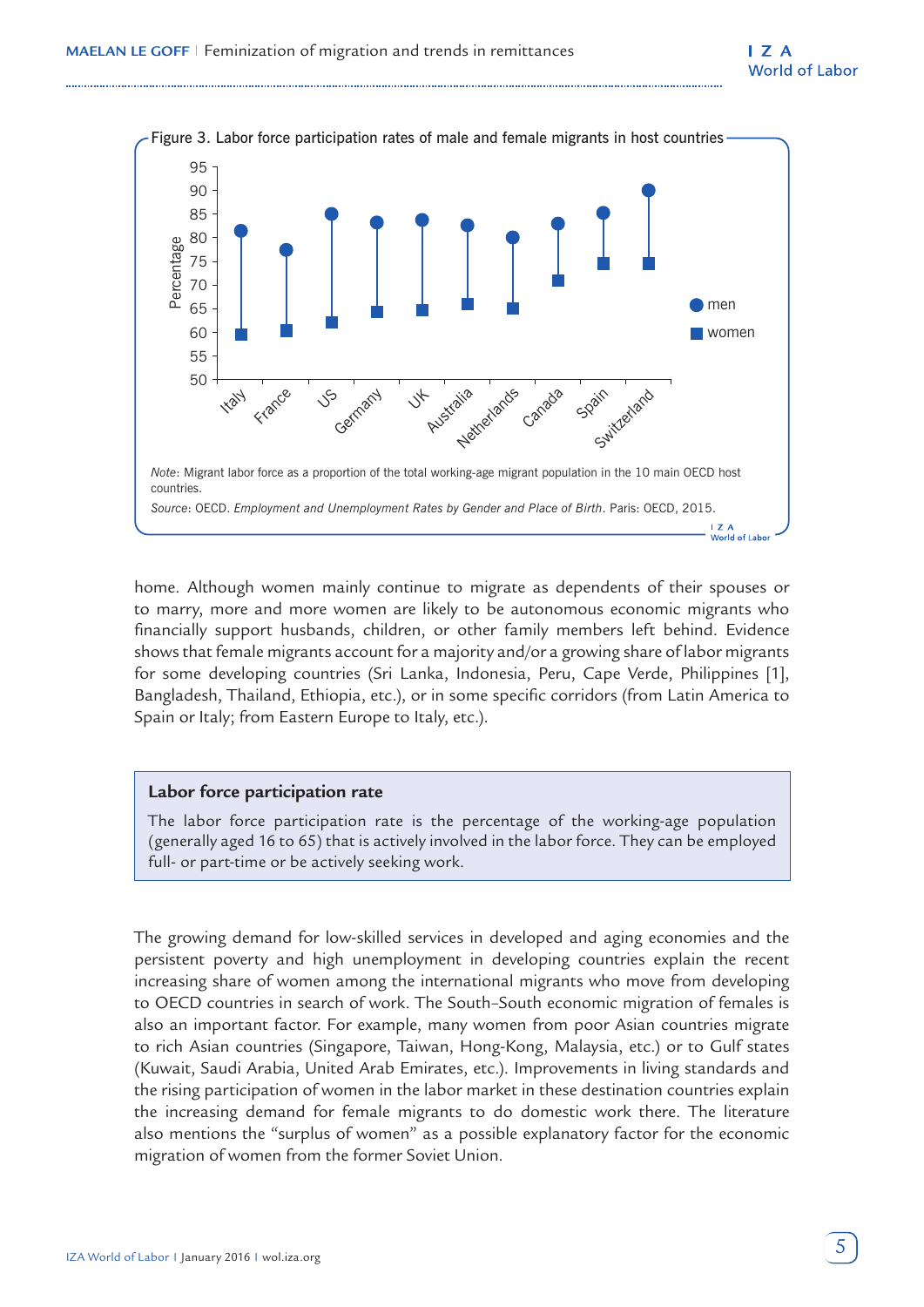Figure 3. Labor force participation rates of male and female migrants in host countries

*Note*: Migrant labor force as a proportion of the total working-age migrant population in the 10 main OECD host countries.

*Source*: OECD. *Employment and Unemployment Rates by Gender and Place of Birth*. Paris: OECD, 2015.

home. Although women mainly continue to migrate as dependents of their spouses or to marry, more and more women are likely to be autonomous economic migrants who financially support husbands, children, or other family members left behind. Evidence shows that female migrants account for a majority and/or a growing share of labor migrants for some developing countries (Sri Lanka, Indonesia, Peru, Cape Verde, Philippines [1], Bangladesh, Thailand, Ethiopia, etc.), or in some specific corridors (from Latin America to Spain or Italy; from Eastern Europe to Italy, etc.).

**Labor force participation rate**

The labor force participation rate is the percentage of the working-age population (generally aged 16 to 65) that is actively involved in the labor force. They can be employed full- or part-time or be actively seeking work.

The growing demand for low-skilled services in developed and aging economies and the persistent poverty and high unemployment in developing countries explain the recent increasing share of women among the international migrants who move from developing to OECD countries in search of work. The South–South economic migration of females is also an important factor. For example, many women from poor Asian countries migrate to rich Asian countries (Singapore, Taiwan, Hong-Kong, Malaysia, etc.) or to Gulf states (Kuwait, Saudi Arabia, United Arab Emirates, etc.). Improvements in living standards and the rising participation of women in the labor market in these destination countries explain the increasing demand for female migrants to do domestic work there. The literature also mentions the "surplus of women" as a possible explanatory factor for the economic migration of women from the former Soviet Union.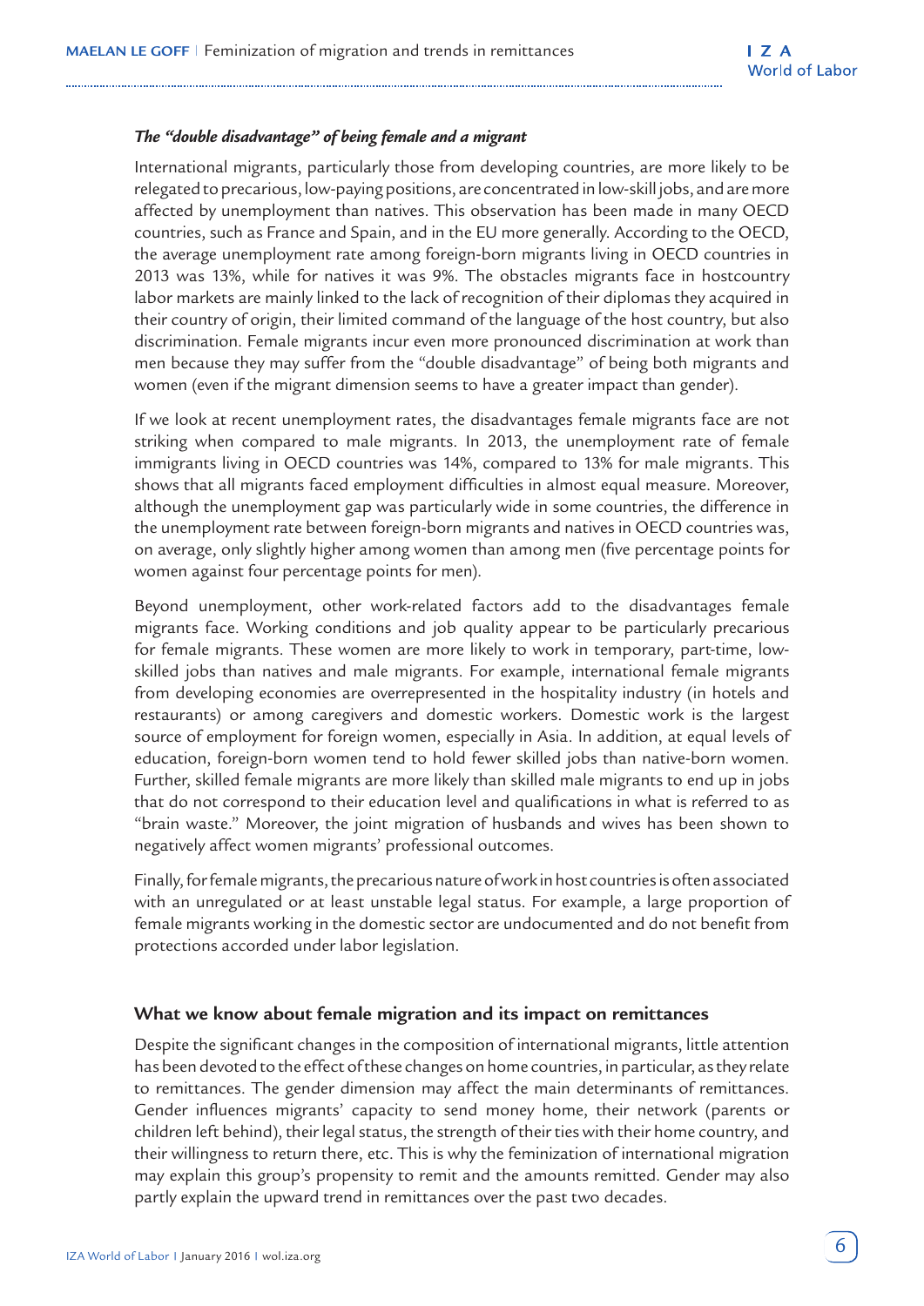### *The "double disadvantage" of being female and a migrant*

International migrants, particularly those from developing countries, are more likely to be relegated to precarious, low-paying positions, are concentrated in low-skill jobs, and are more affected by unemployment than natives. This observation has been made in many OECD countries, such as France and Spain, and in the EU more generally. According to the OECD, the average unemployment rate among foreign-born migrants living in OECD countries in 2013 was 13%, while for natives it was 9%. The obstacles migrants face in hostcountry labor markets are mainly linked to the lack of recognition of their diplomas they acquired in their country of origin, their limited command of the language of the host country, but also discrimination. Female migrants incur even more pronounced discrimination at work than men because they may suffer from the "double disadvantage" of being both migrants and women (even if the migrant dimension seems to have a greater impact than gender).

If we look at recent unemployment rates, the disadvantages female migrants face are not striking when compared to male migrants. In 2013, the unemployment rate of female immigrants living in OECD countries was 14%, compared to 13% for male migrants. This shows that all migrants faced employment difficulties in almost equal measure. Moreover, although the unemployment gap was particularly wide in some countries, the difference in the unemployment rate between foreign-born migrants and natives in OECD countries was, on average, only slightly higher among women than among men (five percentage points for women against four percentage points for men).

Beyond unemployment, other work-related factors add to the disadvantages female migrants face. Working conditions and job quality appear to be particularly precarious for female migrants. These women are more likely to work in temporary, part-time, low-skilled jobs than natives and male migrants. For example, international female migrants from developing economies are overrepresented in the hospitality industry (in hotels and restaurants) or among caregivers and domestic workers. Domestic work is the largest source of employment for foreign women, especially in Asia. In addition, at equal levels of education, foreign-born women tend to hold fewer skilled jobs than native-born women. Further, skilled female migrants are more likely than skilled male migrants to end up in jobs that do not correspond to their education level and qualifications in what is referred to as "brain waste." Moreover, the joint migration of husbands and wives has been shown to negatively affect women migrants' professional outcomes.

Finally, for female migrants, the precarious nature of work in host countries is often associated with an unregulated or at least unstable legal status. For example, a large proportion of female migrants working in the domestic sector are undocumented and do not benefit from protections accorded under labor legislation.

## What we know about female migration and its impact on remittances

Despite the significant changes in the composition of international migrants, little attention has been devoted to the effect of these changes on home countries, in particular, as they relate to remittances. The gender dimension may affect the main determinants of remittances. Gender influences migrants' capacity to send money home, their network (parents or children left behind), their legal status, the strength of their ties with their home country, and their willingness to return there, etc. This is why the feminization of international migration may explain this group's propensity to remit and the amounts remitted. Gender may also partly explain the upward trend in remittances over the past two decades.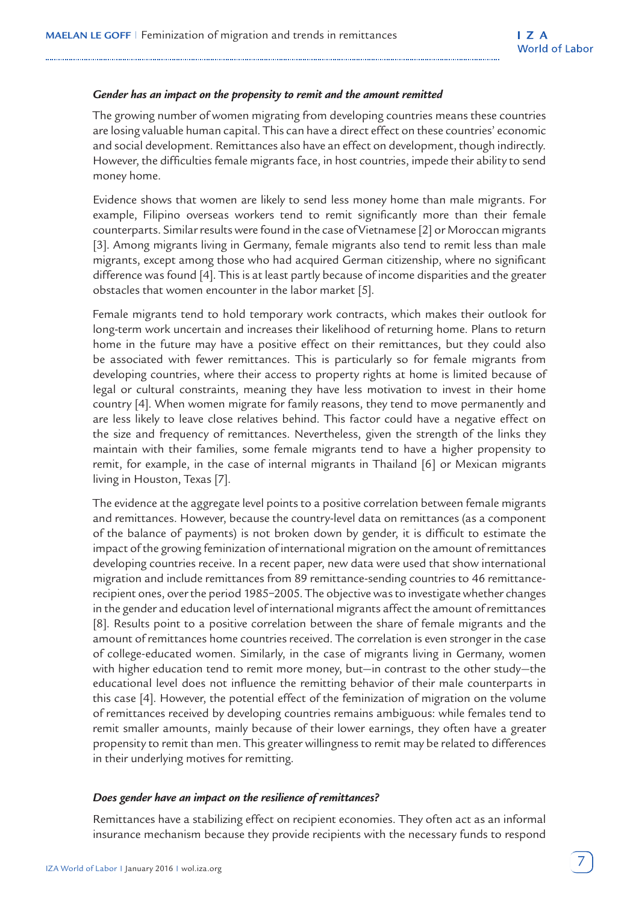### *Gender has an impact on the propensity to remit and the amount remitted*

The growing number of women migrating from developing countries means these countries are losing valuable human capital. This can have a direct effect on these countries' economic and social development. Remittances also have an effect on development, though indirectly. However, the difficulties female migrants face, in host countries, impede their ability to send money home.

Evidence shows that women are likely to send less money home than male migrants. For example, Filipino overseas workers tend to remit significantly more than their female counterparts. Similar results were found in the case of Vietnamese [2] or Moroccan migrants [3]. Among migrants living in Germany, female migrants also tend to remit less than male migrants, except among those who had acquired German citizenship, where no significant difference was found [4]. This is at least partly because of income disparities and the greater obstacles that women encounter in the labor market [5].

Female migrants tend to hold temporary work contracts, which makes their outlook for long-term work uncertain and increases their likelihood of returning home. Plans to return home in the future may have a positive effect on their remittances, but they could also be associated with fewer remittances. This is particularly so for female migrants from developing countries, where their access to property rights at home is limited because of legal or cultural constraints, meaning they have less motivation to invest in their home country [4]. When women migrate for family reasons, they tend to move permanently and are less likely to leave close relatives behind. This factor could have a negative effect on the size and frequency of remittances. Nevertheless, given the strength of the links they maintain with their families, some female migrants tend to have a higher propensity to remit, for example, in the case of internal migrants in Thailand [6] or Mexican migrants living in Houston, Texas [7].

The evidence at the aggregate level points to a positive correlation between female migrants and remittances. However, because the country-level data on remittances (as a component of the balance of payments) is not broken down by gender, it is difficult to estimate the impact of the growing feminization of international migration on the amount of remittances developing countries receive. In a recent paper, new data were used that show international migration and include remittances from 89 remittance-sending countries to 46 remittance-recipient ones, over the period 1985–2005. The objective was to investigate whether changes in the gender and education level of international migrants affect the amount of remittances [8]. Results point to a positive correlation between the share of female migrants and the amount of remittances home countries received. The correlation is even stronger in the case of college-educated women. Similarly, in the case of migrants living in Germany, women with higher education tend to remit more money, but—in contrast to the other study—the educational level does not influence the remitting behavior of their male counterparts in this case [4]. However, the potential effect of the feminization of migration on the volume of remittances received by developing countries remains ambiguous: while females tend to remit smaller amounts, mainly because of their lower earnings, they often have a greater propensity to remit than men. This greater willingness to remit may be related to differences in their underlying motives for remitting.

### *Does gender have an impact on the resilience of remittances?*

Remittances have a stabilizing effect on recipient economies. They often act as an informal insurance mechanism because they provide recipients with the necessary funds to respond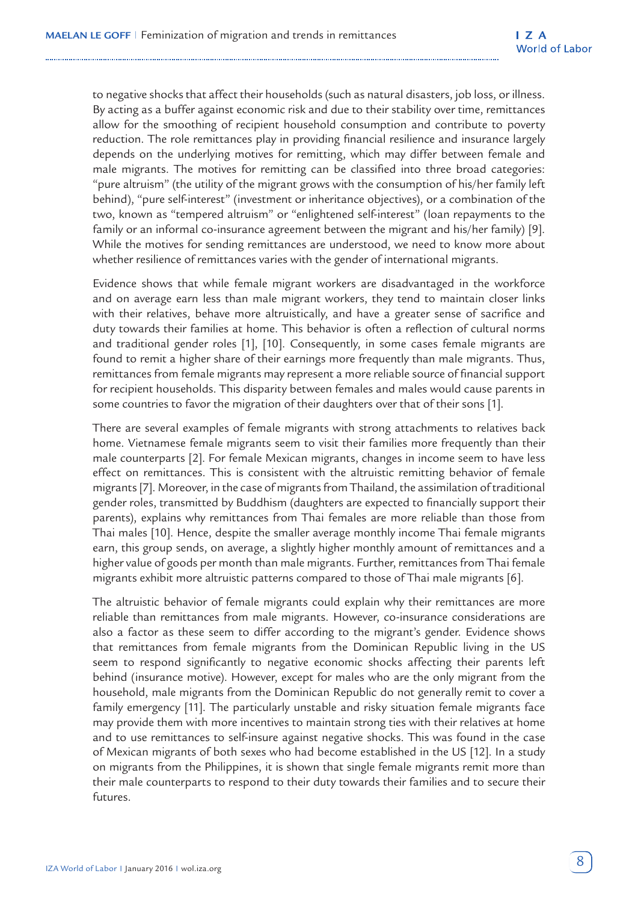to negative shocks that affect their households (such as natural disasters, job loss, or illness. By acting as a buffer against economic risk and due to their stability over time, remittances allow for the smoothing of recipient household consumption and contribute to poverty reduction. The role remittances play in providing financial resilience and insurance largely depends on the underlying motives for remitting, which may differ between female and male migrants. The motives for remitting can be classified into three broad categories: "pure altruism" (the utility of the migrant grows with the consumption of his/her family left behind), "pure self-interest" (investment or inheritance objectives), or a combination of the two, known as "tempered altruism" or "enlightened self-interest" (loan repayments to the family or an informal co-insurance agreement between the migrant and his/her family) [9]. While the motives for sending remittances are understood, we need to know more about whether resilience of remittances varies with the gender of international migrants.

Evidence shows that while female migrant workers are disadvantaged in the workforce and on average earn less than male migrant workers, they tend to maintain closer links with their relatives, behave more altruistically, and have a greater sense of sacrifice and duty towards their families at home. This behavior is often a reflection of cultural norms and traditional gender roles [1], [10]. Consequently, in some cases female migrants are found to remit a higher share of their earnings more frequently than male migrants. Thus, remittances from female migrants may represent a more reliable source of financial support for recipient households. This disparity between females and males would cause parents in some countries to favor the migration of their daughters over that of their sons [1].

There are several examples of female migrants with strong attachments to relatives back home. Vietnamese female migrants seem to visit their families more frequently than their male counterparts [2]. For female Mexican migrants, changes in income seem to have less effect on remittances. This is consistent with the altruistic remitting behavior of female migrants [7]. Moreover, in the case of migrants from Thailand, the assimilation of traditional gender roles, transmitted by Buddhism (daughters are expected to financially support their parents), explains why remittances from Thai females are more reliable than those from Thai males [10]. Hence, despite the smaller average monthly income Thai female migrants earn, this group sends, on average, a slightly higher monthly amount of remittances and a higher value of goods per month than male migrants. Further, remittances from Thai female migrants exhibit more altruistic patterns compared to those of Thai male migrants [6].

The altruistic behavior of female migrants could explain why their remittances are more reliable than remittances from male migrants. However, co-insurance considerations are also a factor as these seem to differ according to the migrant's gender. Evidence shows that remittances from female migrants from the Dominican Republic living in the US seem to respond significantly to negative economic shocks affecting their parents left behind (insurance motive). However, except for males who are the only migrant from the household, male migrants from the Dominican Republic do not generally remit to cover a family emergency [11]. The particularly unstable and risky situation female migrants face may provide them with more incentives to maintain strong ties with their relatives at home and to use remittances to self-insure against negative shocks. This was found in the case of Mexican migrants of both sexes who had become established in the US [12]. In a study on migrants from the Philippines, it is shown that single female migrants remit more than their male counterparts to respond to their duty towards their families and to secure their futures.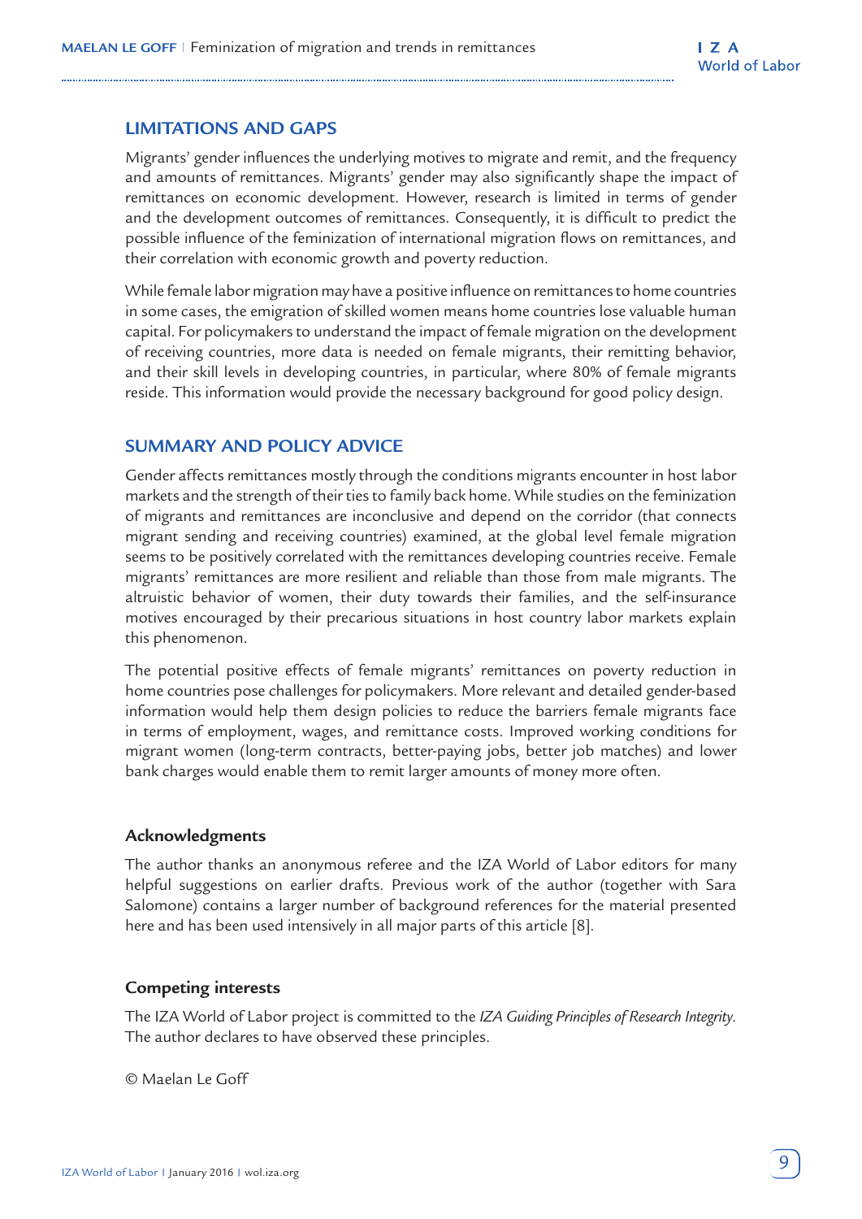## LIMITATIONS AND GAPS

Migrants' gender influences the underlying motives to migrate and remit, and the frequency and amounts of remittances. Migrants' gender may also significantly shape the impact of remittances on economic development. However, research is limited in terms of gender and the development outcomes of remittances. Consequently, it is difficult to predict the possible influence of the feminization of international migration flows on remittances, and their correlation with economic growth and poverty reduction.

While female labor migration may have a positive influence on remittances to home countries in some cases, the emigration of skilled women means home countries lose valuable human capital. For policymakers to understand the impact of female migration on the development of receiving countries, more data is needed on female migrants, their remitting behavior, and their skill levels in developing countries, in particular, where 80% of female migrants reside. This information would provide the necessary background for good policy design.

## SUMMARY AND POLICY ADVICE

Gender affects remittances mostly through the conditions migrants encounter in host labor markets and the strength of their ties to family back home. While studies on the feminization of migrants and remittances are inconclusive and depend on the corridor (that connects migrant sending and receiving countries) examined, at the global level female migration seems to be positively correlated with the remittances developing countries receive. Female migrants' remittances are more resilient and reliable than those from male migrants. The altruistic behavior of women, their duty towards their families, and the self-insurance motives encouraged by their precarious situations in host country labor markets explain this phenomenon.

The potential positive effects of female migrants' remittances on poverty reduction in home countries pose challenges for policymakers. More relevant and detailed gender-based information would help them design policies to reduce the barriers female migrants face in terms of employment, wages, and remittance costs. Improved working conditions for migrant women (long-term contracts, better-paying jobs, better job matches) and lower bank charges would enable them to remit larger amounts of money more often.

### Acknowledgments

The author thanks an anonymous referee and the IZA World of Labor editors for many helpful suggestions on earlier drafts. Previous work of the author (together with Sara Salomone) contains a larger number of background references for the material presented here and has been used intensively in all major parts of this article [8].

### Competing interests

The IZA World of Labor project is committed to the *IZA Guiding Principles of Research Integrity*. The author declares to have observed these principles.

© Maelan Le Goff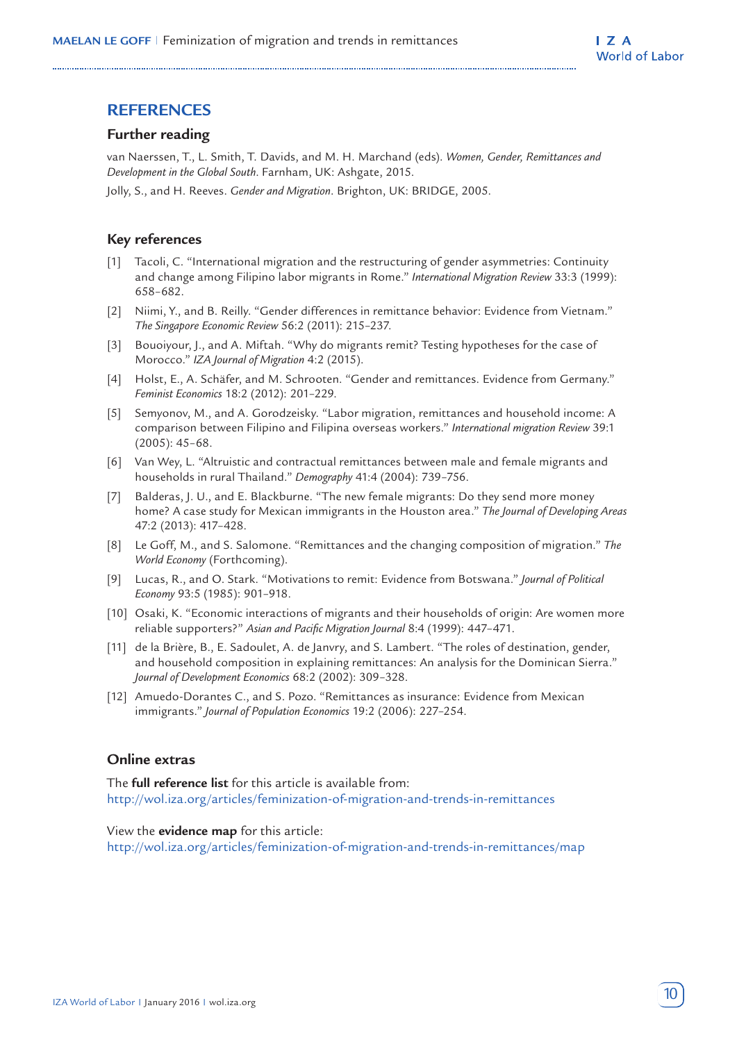## REFERENCES

### Further reading

van Naerssen, T., L. Smith, T. Davids, and M. H. Marchand (eds). *Women, Gender, Remittances and Development in the Global South*. Farnham, UK: Ashgate, 2015.

Jolly, S., and H. Reeves. *Gender and Migration*. Brighton, UK: BRIDGE, 2005.

### Key references

[1] Tacoli, C. "International migration and the restructuring of gender asymmetries: Continuity and change among Filipino labor migrants in Rome." *International Migration Review* 33:3 (1999): 658–682.

[2] Niimi, Y., and B. Reilly. "Gender differences in remittance behavior: Evidence from Vietnam." *The Singapore Economic Review* 56:2 (2011): 215–237.

[3] Bouoiyour, J., and A. Miftah. "Why do migrants remit? Testing hypotheses for the case of Morocco." *IZA Journal of Migration* 4:2 (2015).

[4] Holst, E., A. Schäfer, and M. Schrooten. "Gender and remittances. Evidence from Germany." *Feminist Economics* 18:2 (2012): 201–229.

[5] Semyonov, M., and A. Gorodzeisky. "Labor migration, remittances and household income: A comparison between Filipino and Filipina overseas workers." *International migration Review* 39:1 (2005): 45–68.

[6] Van Wey, L. "Altruistic and contractual remittances between male and female migrants and households in rural Thailand." *Demography* 41:4 (2004): 739–756.

[7] Balderas, J. U., and E. Blackburne. "The new female migrants: Do they send more money home? A case study for Mexican immigrants in the Houston area." *The Journal of Developing Areas* 47:2 (2013): 417–428.

[8] Le Goff, M., and S. Salomone. "Remittances and the changing composition of migration." *The World Economy* (Forthcoming).

[9] Lucas, R., and O. Stark. "Motivations to remit: Evidence from Botswana." *Journal of Political Economy* 93:5 (1985): 901–918.

[10] Osaki, K. "Economic interactions of migrants and their households of origin: Are women more reliable supporters?" *Asian and Pacific Migration Journal* 8:4 (1999): 447–471.

[11] de la Brière, B., E. Sadoulet, A. de Janvry, and S. Lambert. "The roles of destination, gender, and household composition in explaining remittances: An analysis for the Dominican Sierra." *Journal of Development Economics* 68:2 (2002): 309–328.

[12] Amuedo-Dorantes C., and S. Pozo. "Remittances as insurance: Evidence from Mexican immigrants." *Journal of Population Economics* 19:2 (2006): 227–254.

### Online extras

The **full reference list** for this article is available from:
http://wol.iza.org/articles/feminization-of-migration-and-trends-in-remittances

View the **evidence map** for this article:
http://wol.iza.org/articles/feminization-of-migration-and-trends-in-remittances/map